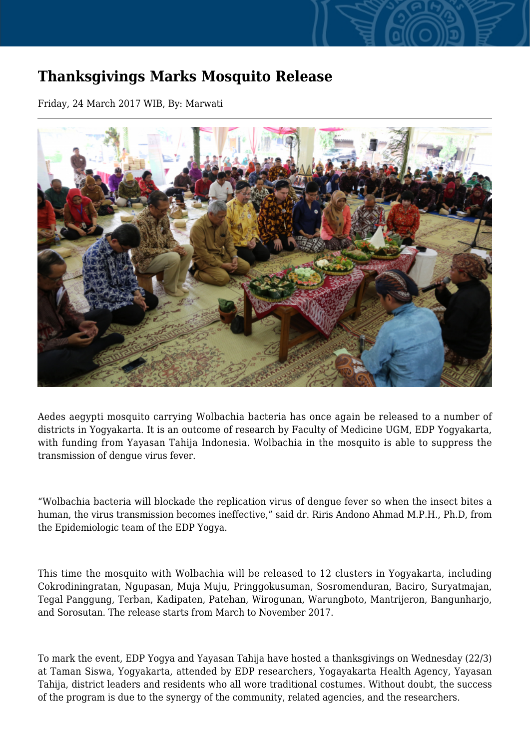# Thanksgivings Marks Mosquito Release

Friday, 24 March 2017 WIB, By: Marwati

Aedes aegypti mosquito carrying Wolbachia bacteria has once again be released to a number of districts in Yogyakarta. It is an outcome of research by Faculty of Medicine UGM, EDP Yogyakarta, with funding from Yayasan Tahija Indonesia. Wolbachia in the mosquito is able to suppress the transmission of dengue virus fever.

"Wolbachia bacteria will blockade the replication virus of dengue fever so when the insect bites a human, the virus transmission becomes ineffective," said dr. Riris Andono Ahmad M.P.H., Ph.D, from the Epidemiologic team of the EDP Yogya.

This time the mosquito with Wolbachia will be released to 12 clusters in Yogyakarta, including Cokrodiningratan, Ngupasan, Muja Muju, Pringgokusuman, Sosromenduran, Baciro, Suryatmajan, Tegal Panggung, Terban, Kadipaten, Patehan, Wirogunan, Warungboto, Mantrijeron, Bangunharjo, and Sorosutan. The release starts from March to November 2017.

To mark the event, EDP Yogya and Yayasan Tahija have hosted a thanksgivings on Wednesday (22/3) at Taman Siswa, Yogyakarta, attended by EDP researchers, Yogayakarta Health Agency, Yayasan Tahija, district leaders and residents who all wore traditional costumes. Without doubt, the success of the program is due to the synergy of the community, related agencies, and the researchers.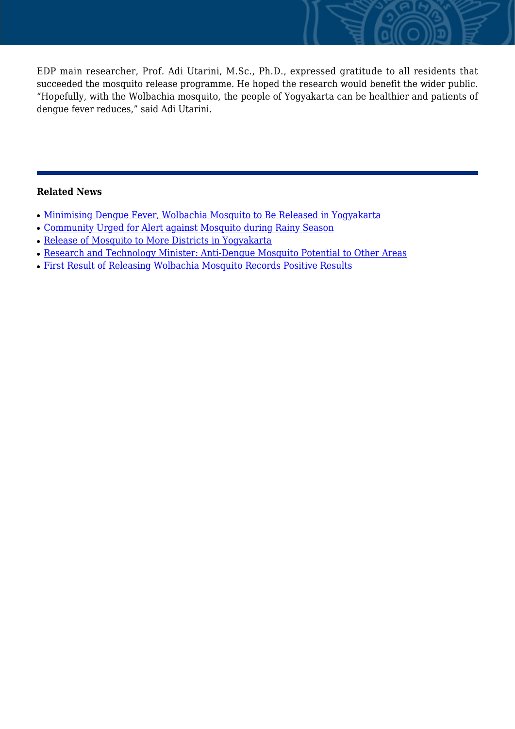EDP main researcher, Prof. Adi Utarini, M.Sc., Ph.D., expressed gratitude to all residents that succeeded the mosquito release programme. He hoped the research would benefit the wider public. “Hopefully, with the Wolbachia mosquito, the people of Yogyakarta can be healthier and patients of dengue fever reduces,” said Adi Utarini.

---

**Related News**

- Minimising Dengue Fever, Wolbachia Mosquito to Be Released in Yogyakarta
- Community Urged for Alert against Mosquito during Rainy Season
- Release of Mosquito to More Districts in Yogyakarta
- Research and Technology Minister: Anti-Dengue Mosquito Potential to Other Areas
- First Result of Releasing Wolbachia Mosquito Records Positive Results